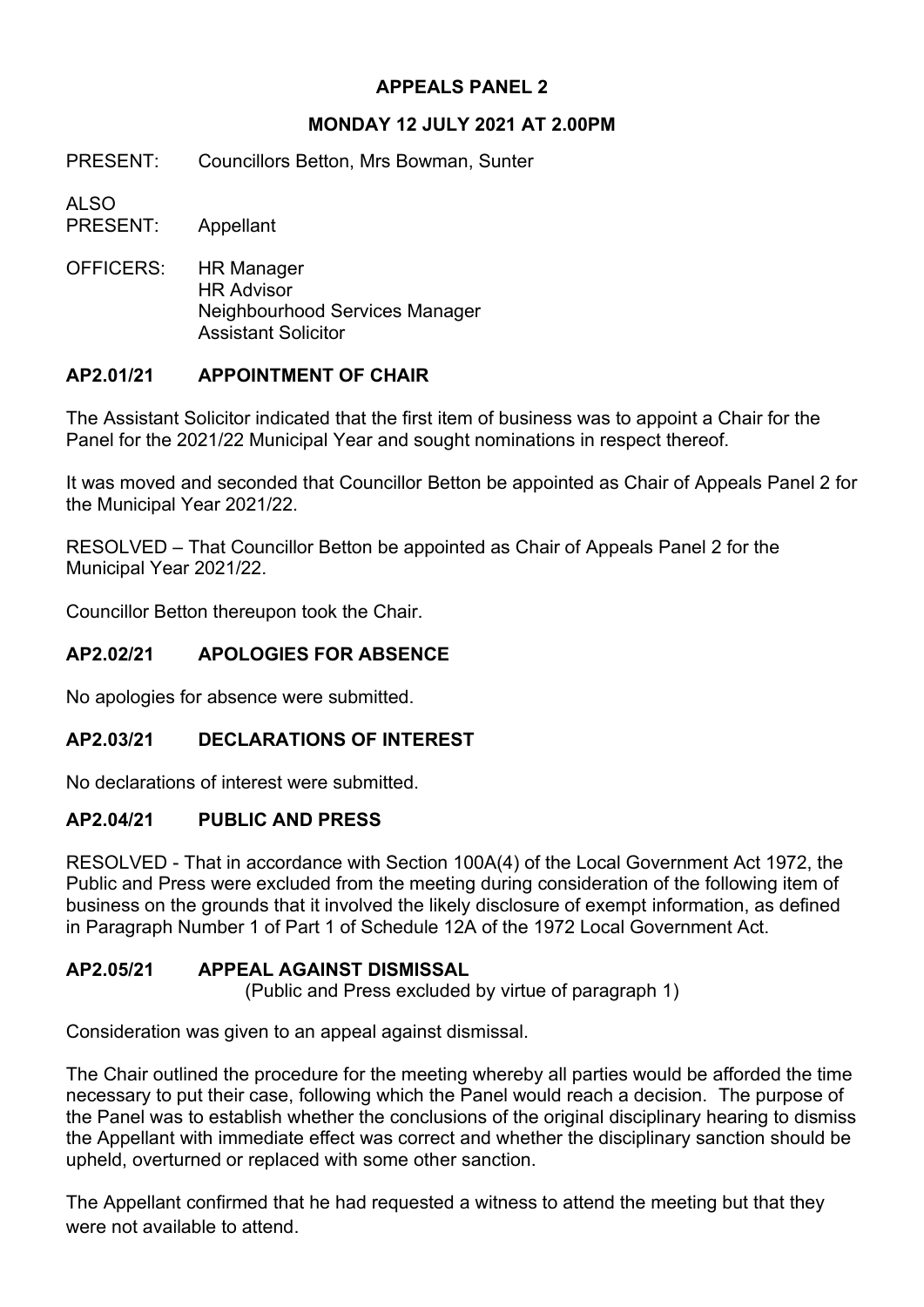# APPEALS PANEL 2

## MONDAY 12 JULY 2021 AT 2.00PM

PRESENT: Councillors Betton, Mrs Bowman, Sunter

ALSO PRESENT: Appellant

OFFICERS: HR Manager
HR Advisor
Neighbourhood Services Manager
Assistant Solicitor

### AP2.01/21 APPOINTMENT OF CHAIR

The Assistant Solicitor indicated that the first item of business was to appoint a Chair for the Panel for the 2021/22 Municipal Year and sought nominations in respect thereof.

It was moved and seconded that Councillor Betton be appointed as Chair of Appeals Panel 2 for the Municipal Year 2021/22.

RESOLVED – That Councillor Betton be appointed as Chair of Appeals Panel 2 for the Municipal Year 2021/22.

Councillor Betton thereupon took the Chair.

### AP2.02/21 APOLOGIES FOR ABSENCE

No apologies for absence were submitted.

### AP2.03/21 DECLARATIONS OF INTEREST

No declarations of interest were submitted.

### AP2.04/21 PUBLIC AND PRESS

RESOLVED - That in accordance with Section 100A(4) of the Local Government Act 1972, the Public and Press were excluded from the meeting during consideration of the following item of business on the grounds that it involved the likely disclosure of exempt information, as defined in Paragraph Number 1 of Part 1 of Schedule 12A of the 1972 Local Government Act.

### AP2.05/21 APPEAL AGAINST DISMISSAL

(Public and Press excluded by virtue of paragraph 1)

Consideration was given to an appeal against dismissal.

The Chair outlined the procedure for the meeting whereby all parties would be afforded the time necessary to put their case, following which the Panel would reach a decision. The purpose of the Panel was to establish whether the conclusions of the original disciplinary hearing to dismiss the Appellant with immediate effect was correct and whether the disciplinary sanction should be upheld, overturned or replaced with some other sanction.

The Appellant confirmed that he had requested a witness to attend the meeting but that they were not available to attend.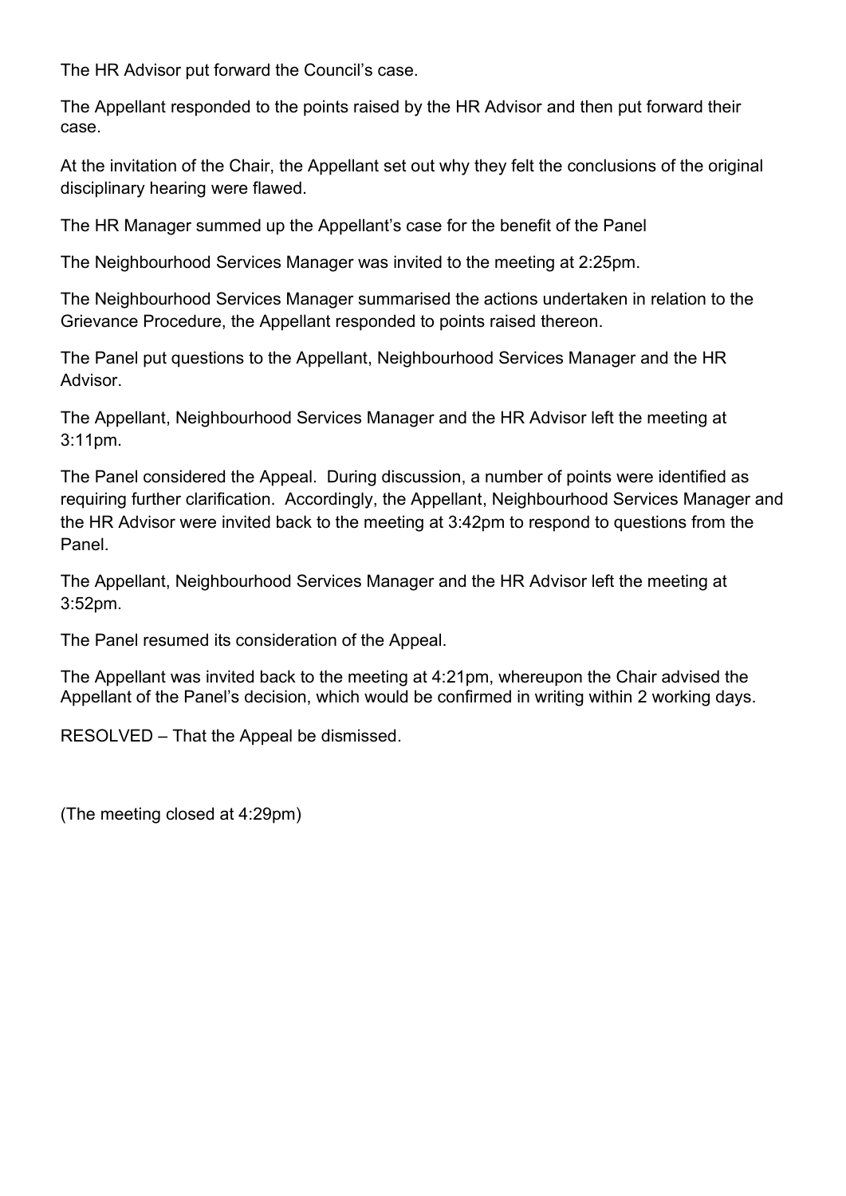The HR Advisor put forward the Council's case.

The Appellant responded to the points raised by the HR Advisor and then put forward their case.

At the invitation of the Chair, the Appellant set out why they felt the conclusions of the original disciplinary hearing were flawed.

The HR Manager summed up the Appellant's case for the benefit of the Panel

The Neighbourhood Services Manager was invited to the meeting at 2:25pm.

The Neighbourhood Services Manager summarised the actions undertaken in relation to the Grievance Procedure, the Appellant responded to points raised thereon.

The Panel put questions to the Appellant, Neighbourhood Services Manager and the HR Advisor.

The Appellant, Neighbourhood Services Manager and the HR Advisor left the meeting at 3:11pm.

The Panel considered the Appeal. During discussion, a number of points were identified as requiring further clarification. Accordingly, the Appellant, Neighbourhood Services Manager and the HR Advisor were invited back to the meeting at 3:42pm to respond to questions from the Panel.

The Appellant, Neighbourhood Services Manager and the HR Advisor left the meeting at 3:52pm.

The Panel resumed its consideration of the Appeal.

The Appellant was invited back to the meeting at 4:21pm, whereupon the Chair advised the Appellant of the Panel's decision, which would be confirmed in writing within 2 working days.

RESOLVED – That the Appeal be dismissed.

(The meeting closed at 4:29pm)